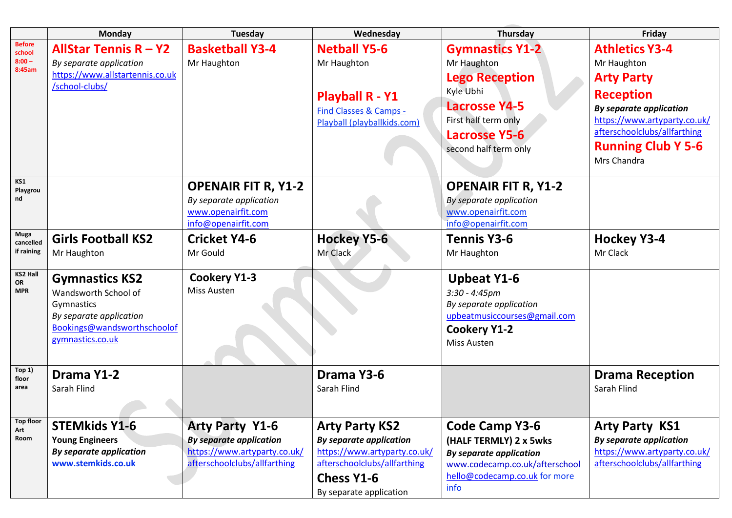| | Monday | Tuesday | Wednesday | Thursday | Friday |
|---|---|---|---|---|---|
| Before school 8:00 – 8:45am | **AllStar Tennis R – Y2**<br>*By separate application*<br>https://www.allstartennis.co.uk/school-clubs/ | **Basketball Y3-4**<br>Mr Haughton | **Netball Y5-6**<br>Mr Haughton<br><br>**Playball R - Y1**<br>Find Classes & Camps - Playball (playballkids.com) | **Gymnastics Y1-2**<br>Mr Haughton<br>**Lego Reception**<br>Kyle Ubhi<br>**Lacrosse Y4-5**<br>First half term only<br>**Lacrosse Y5-6**<br>second half term only | **Athletics Y3-4**<br>Mr Haughton<br>**Arty Party Reception**<br>***By separate application***<br>https://www.artyparty.co.uk/afterschoolclubs/allfarthing<br>**Running Club Y 5-6**<br>Mrs Chandra |
| KS1 Playground | | **OPENAIR FIT R, Y1-2**<br>*By separate application*<br>www.openairfit.com<br>info@openairfit.com | | **OPENAIR FIT R, Y1-2**<br>*By separate application*<br>www.openairfit.com<br>info@openairfit.com | |
| Muga cancelled if raining | **Girls Football KS2**<br>Mr Haughton | **Cricket Y4-6**<br>Mr Gould | **Hockey Y5-6**<br>Mr Clack | **Tennis Y3-6**<br>Mr Haughton | **Hockey Y3-4**<br>Mr Clack |
| KS2 Hall OR MPR | **Gymnastics KS2**<br>Wandsworth School of Gymnastics<br>*By separate application*<br>Bookings@wandsworthschoolofgymnastics.co.uk | **Cookery Y1-3**<br>Miss Austen | | **Upbeat Y1-6**<br>*3:30 - 4:45pm*<br>*By separate application*<br>upbeatmusiccourses@gmail.com<br>**Cookery Y1-2**<br>Miss Austen | |
| Top 1) floor area | **Drama Y1-2**<br>Sarah Flind | | **Drama Y3-6**<br>Sarah Flind | | **Drama Reception**<br>Sarah Flind |
| Top floor Art Room | **STEMkids Y1-6**<br>**Young Engineers**<br>***By separate application***<br>**www.stemkids.co.uk** | **Arty Party Y1-6**<br>***By separate application***<br>https://www.artyparty.co.uk/afterschoolclubs/allfarthing | **Arty Party KS2**<br>***By separate application***<br>https://www.artyparty.co.uk/afterschoolclubs/allfarthing<br>**Chess Y1-6**<br>By separate application | **Code Camp Y3-6**<br>**(HALF TERMLY) 2 x 5wks**<br>***By separate application***<br>www.codecamp.co.uk/afterschool<br>hello@codecamp.co.uk for more info | **Arty Party KS1**<br>***By separate application***<br>https://www.artyparty.co.uk/afterschoolclubs/allfarthing |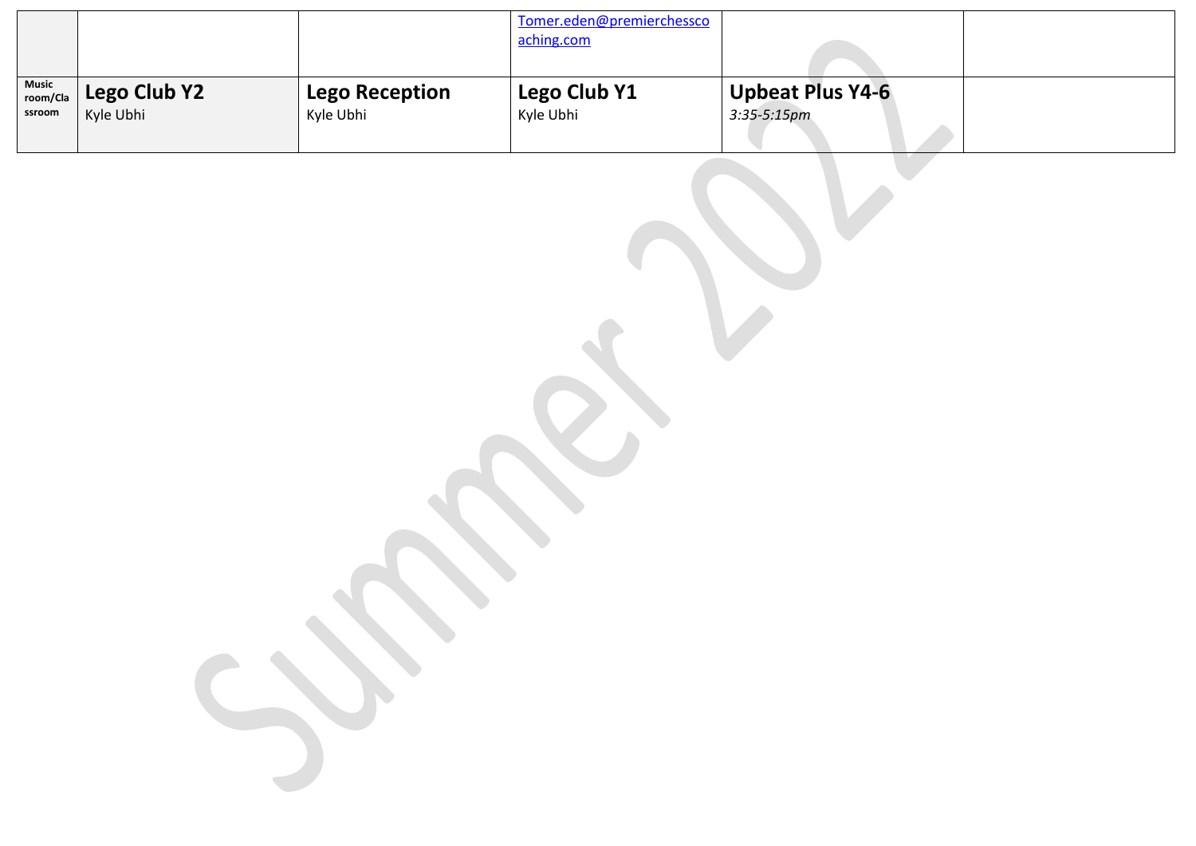| | | | | | |
|---|---|---|---|---|---|
| | | | Tomer.eden@premierchesscoaching.com | | |
| Music room/Classroom | **Lego Club Y2** Kyle Ubhi | **Lego Reception** Kyle Ubhi | **Lego Club Y1** Kyle Ubhi | **Upbeat Plus Y4-6** *3:35-5:15pm* | |